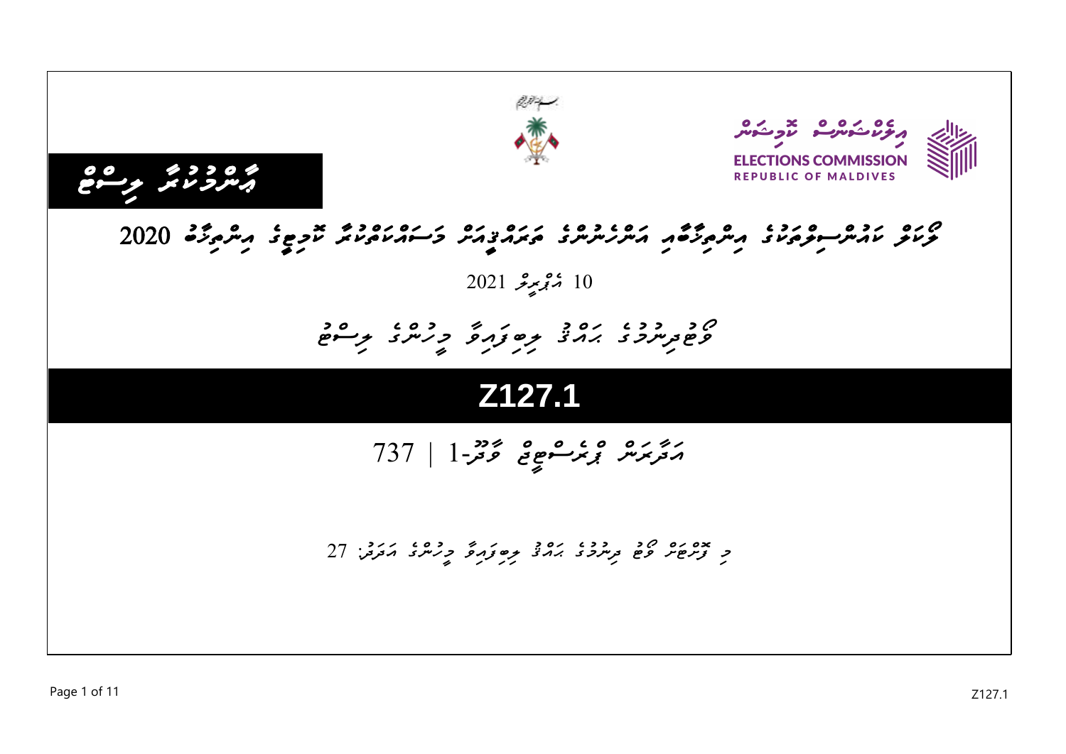ELECTIONS COMMISSION
REPUBLIC OF MALDIVES

# އެންމުކުރާ ލިސްޓު

## ލޯކަލް ކައުންސިލްތަކުގެ އިންތިޚާބާއި އަންހެނުންގެ ތަރައްޤީއަށް މަސައްކަތްކުރާ ކޮމިޓީގެ އިންތިޚާބު 2020

10 އޮކްޓޫބަރު 2021

ވޯޓުދިނުމުގެ ގަޑީގެ ލިބިފައިވާ މީހުންގެ ލިސްޓު

# Z127.1

އަލާރަން ޕުރެސްކޫލް މާލެ-1 | 737

މި ފޮނޑަށް ވޯޓު ދިނުމުގެ ގަޑީގެ ލިބިފައިވާ މީހުންގެ އަދަދު: 27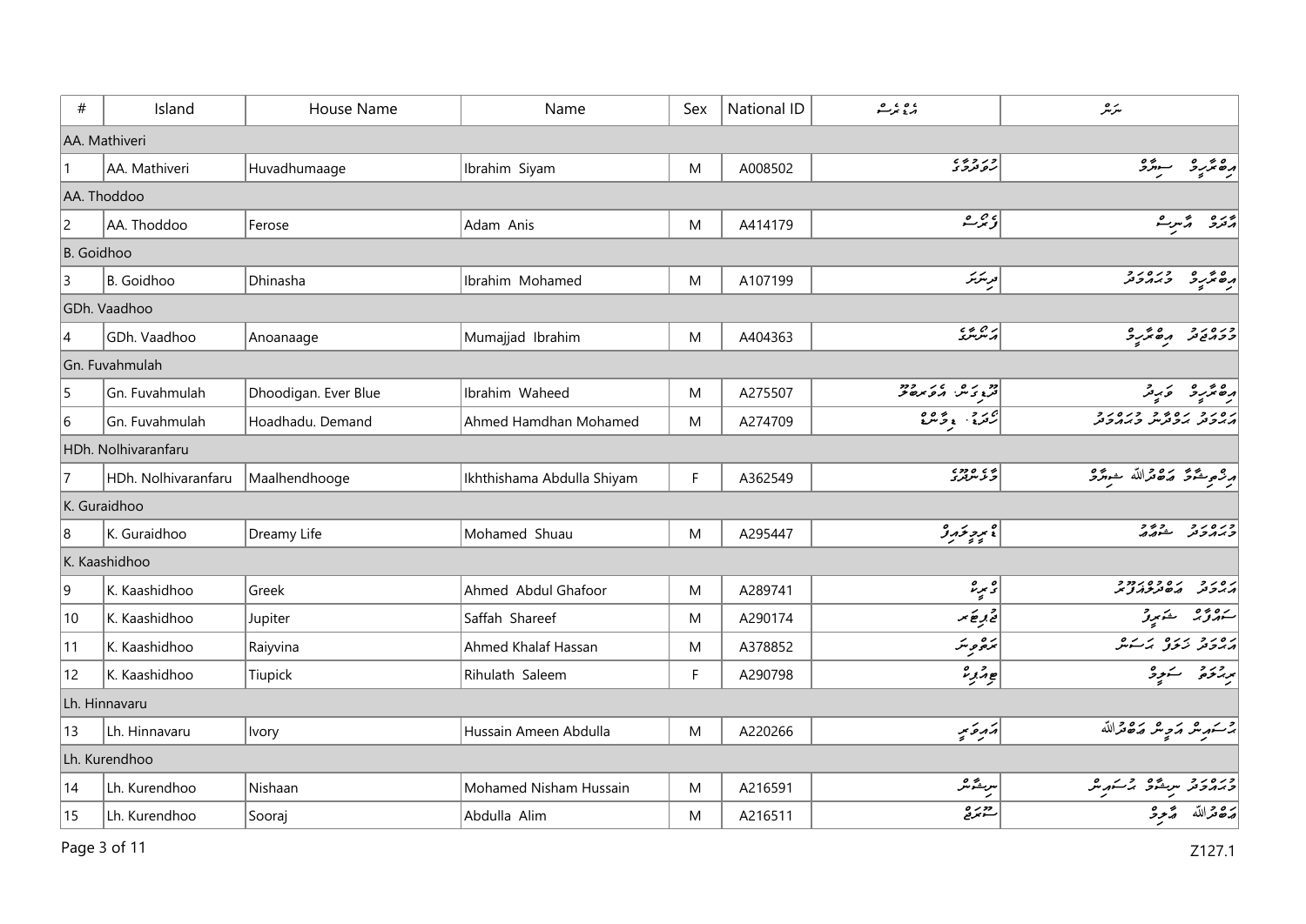| # | Island | House Name | Name | Sex | National ID | ދާއިރާ | ނަން |
|---|---|---|---|---|---|---|---|
| AA. Mathiveri | | | | | | | |
| 1 | AA. Mathiveri | Huvadhumaage | Ibrahim Siyam | M | A008502 | ހުވަދުމާގެ | އިބްރާހީމް ސިޔާމް |
| AA. Thoddoo | | | | | | | |
| 2 | AA. Thoddoo | Ferose | Adam Anis | M | A414179 | ފެރޯސް | އާދަމް އަނީސް |
| B. Goidhoo | | | | | | | |
| 3 | B. Goidhoo | Dhinasha | Ibrahim Mohamed | M | A107199 | ދިނަޝަ | އިބްރާހީމް މުޙައްމަދު |
| GDh. Vaadhoo | | | | | | | |
| 4 | GDh. Vaadhoo | Anoanaage | Mumajjad Ibrahim | M | A404363 | އަނޯނާގެ | މުމައްޖަދު އިބްރާހީމް |
| Gn. Fuvahmulah | | | | | | | |
| 5 | Gn. Fuvahmulah | Dhoodigan. Ever Blue | Ibrahim Waheed | M | A275507 | ދޫދިގަން. އެވަރބްލޫ | އިބްރާހީމް ވަޙީދު |
| 6 | Gn. Fuvahmulah | Hoadhadu. Demand | Ahmed Hamdhan Mohamed | M | A274709 | ހޯދަދު. ޑިމާންޑް | އަޙްމަދު ހަމްދާން މުޙައްމަދު |
| HDh. Nolhivaranfaru | | | | | | | |
| 7 | HDh. Nolhivaranfaru | Maalhendhooge | Ikhthishama Abdulla Shiyam | F | A362549 | މާޅެންދޫގެ | އިޚްތިޝާމާ ޢަބްދުﷲ ޝިޔާމް |
| K. Guraidhoo | | | | | | | |
| 8 | K. Guraidhoo | Dreamy Life | Mohamed Shuau | M | A295447 | ޑްރީމީލައިފް | މުޙައްމަދު ޝުޢާޢު |
| K. Kaashidhoo | | | | | | | |
| 9 | K. Kaashidhoo | Greek | Ahmed Abdul Ghafoor | M | A289741 | ގްރީކް | އަޙްމަދު ޢަބްދުލްޣަފޫރު |
| 10 | K. Kaashidhoo | Jupiter | Saffah Shareef | M | A290174 | ޖުޕިޓަރ | ސައްފާހް ޝަރީފު |
| 11 | K. Kaashidhoo | Raiyvina | Ahmed Khalaf Hassan | M | A378852 | ރައްވިނަ | އަޙްމަދު ޚަލަފް ޙަސަން |
| 12 | K. Kaashidhoo | Tiupick | Rihulath Saleem | F | A290798 | ޓިއުޕިކް | ރިހުލަތު ސަލީމް |
| Lh. Hinnavaru | | | | | | | |
| 13 | Lh. Hinnavaru | Ivory | Hussain Ameen Abdulla | M | A220266 | އައިވަރީ | ޙުސައިން އަމީން ޢަބްދުﷲ |
| Lh. Kurendhoo | | | | | | | |
| 14 | Lh. Kurendhoo | Nishaan | Mohamed Nisham Hussain | M | A216591 | ނިޝާން | މުޙައްމަދު ނިޝާމް ޙުސައިން |
| 15 | Lh. Kurendhoo | Sooraj | Abdulla Alim | M | A216511 | ސޫރަޖް | ޢަބްދުﷲ އާލިމް |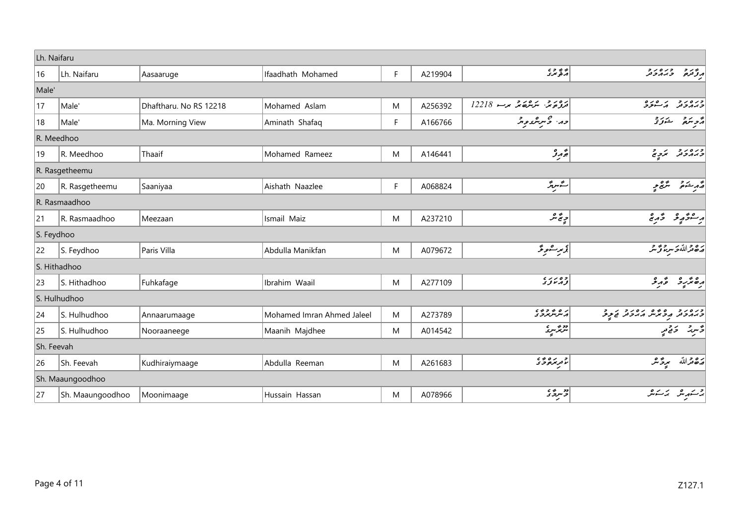| | | | | | | | |
|---|---|---|---|---|---|---|---|
| Lh. Naifaru | | | | | | | |
| 16 | Lh. Naifaru | Aasaaruge | Ifaadhath Mohamed | F | A219904 | އާސާރުގެ | އިފާދަތު މުޙައްމަދު |
| Male' | | | | | | | |
| 17 | Male' | Dhaftharu. No RS 12218 | Mohamed Aslam | M | A256392 | ދަފްތަރު. ނަންބަރު ރސ 12218 | މުޙައްމަދު އަސްލަމް |
| 18 | Male' | Ma. Morning View | Aminath Shafaq | F | A166766 | މއ. މޯނިންގވިއު | އާމިނަތު ޝަފަޤް |
| R. Meedhoo | | | | | | | |
| 19 | R. Meedhoo | Thaaif | Mohamed Rameez | M | A146441 | ތާއިފް | މުޙައްމަދު ރަމީޒު |
| R. Rasgetheemu | | | | | | | |
| 20 | R. Rasgetheemu | Saaniyaa | Aishath Naazlee | F | A068824 | ސާނިޔާ | އާއިޝަތު ނާޒްލީ |
| R. Rasmaadhoo | | | | | | | |
| 21 | R. Rasmaadhoo | Meezaan | Ismail Maiz | M | A237210 | މީޒާން | އިސްމާޢީލް މާއިޒް |
| S. Feydhoo | | | | | | | |
| 22 | S. Feydhoo | Paris Villa | Abdulla Manikfan | M | A079672 |ޕެރިސްވިލާ | އަބްދުﷲމަނިކުފާނު |
| S. Hithadhoo | | | | | | | |
| 23 | S. Hithadhoo | Fuhkafage | Ibrahim Waail | M | A277109 | ފުއްކަފަގެ | އިބްރާހީމް ވާއިލް |
| S. Hulhudhoo | | | | | | | |
| 24 | S. Hulhudhoo | Annaarumaage | Mohamed Imran Ahmed Jaleel | M | A273789 | އަންނާރުމާގެ | މުޙައްމަދު އިމްރާން އަޙްމަދު ޖަލީލް |
| 25 | S. Hulhudhoo | Nooraaneege | Maanih Majdhee | M | A014542 | ނޫރާނީގެ | މާނިޙް މަޖްދީ |
| Sh. Feevah | | | | | | | |
| 26 | Sh. Feevah | Kudhiraiymaage | Abdulla Reeman | M | A261683 | ކުދިރައްމާގެ | އަބްދުﷲ ރީމާން |
| Sh. Maaungoodhoo | | | | | | | |
| 27 | Sh. Maaungoodhoo | Moonimaage | Hussain Hassan | M | A078966 | މޫނިމާގެ | ހުސައިން ހަސަން |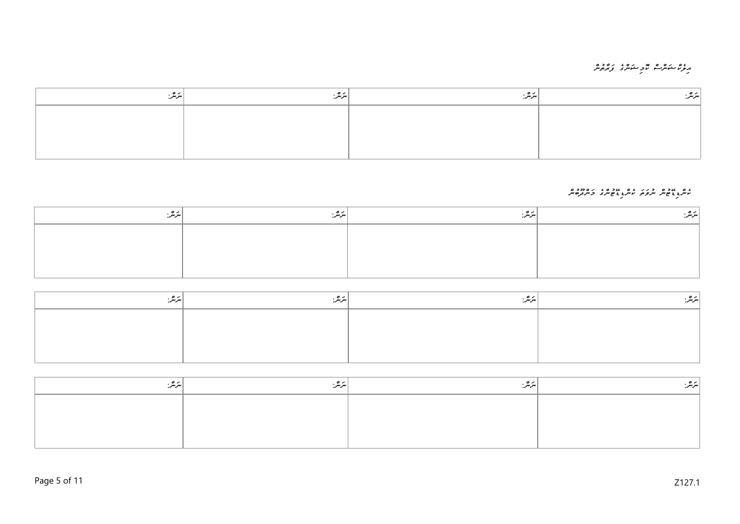# ގުޅުންހުރި ފަރާތްތަކުގެ މަޢުލޫމާތު

| ނަން: | ނަން: | ނަން: | ނަން: |
|---|---|---|---|
| | | | |

## ކޮންޓްރެކްޓަރު ހޯދިފައިވާ ފަރާތްތަކުގެ މަޢުލޫމާތު

| ނަން: | ނަން: | ނަން: | ނަން: |
|---|---|---|---|
| | | | |

| ނަން: | ނަން: | ނަން: | ނަން: |
|---|---|---|---|
| | | | |

| ނަން: | ނަން: | ނަން: | ނަން: |
|---|---|---|---|
| | | | |

Z127.1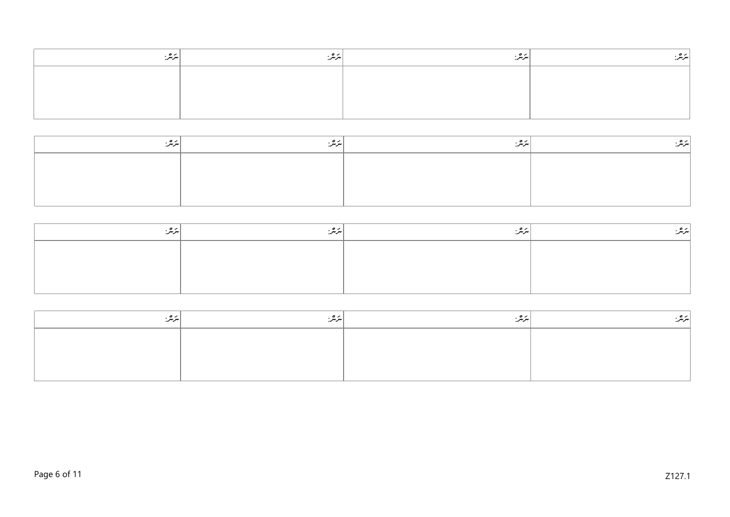| ނަރަނ: | ނަރަނ: | ނަރަނ: | ނަރަނ: |
| --- | --- | --- | --- |
| | | | |

| ނަރަނ: | ނަރަނ: | ނަރަނ: | ނަރަނ: |
| --- | --- | --- | --- |
| | | | |

| ނަރަނ: | ނަރަނ: | ނަރަނ: | ނަރަނ: |
| --- | --- | --- | --- |
| | | | |

| ނަރަނ: | ނަރަނ: | ނަރަނ: | ނަރަނ: |
| --- | --- | --- | --- |
| | | | |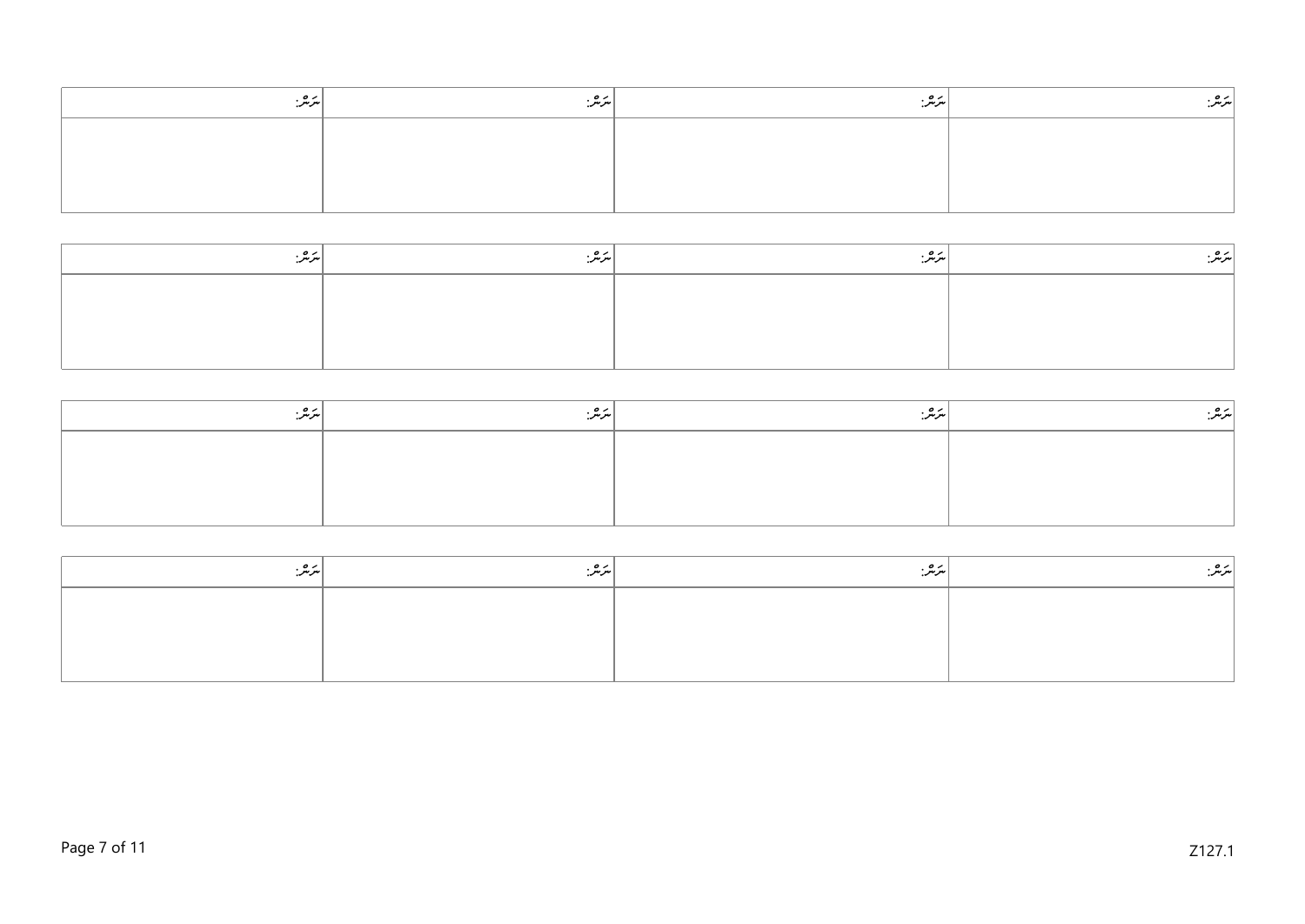| ނަރަދ: | ނަރަދ: | ނަރަދ: | ނަރަދ: |
| --- | --- | --- | --- |
| | | | |

| ނަރަދ: | ނަރަދ: | ނަރަދ: | ނަރަދ: |
| --- | --- | --- | --- |
| | | | |

| ނަރަދ: | ނަރަދ: | ނަރަދ: | ނަރަދ: |
| --- | --- | --- | --- |
| | | | |

| ނަރަދ: | ނަރަދ: | ނަރަދ: | ނަރަދ: |
| --- | --- | --- | --- |
| | | | |

Z127.1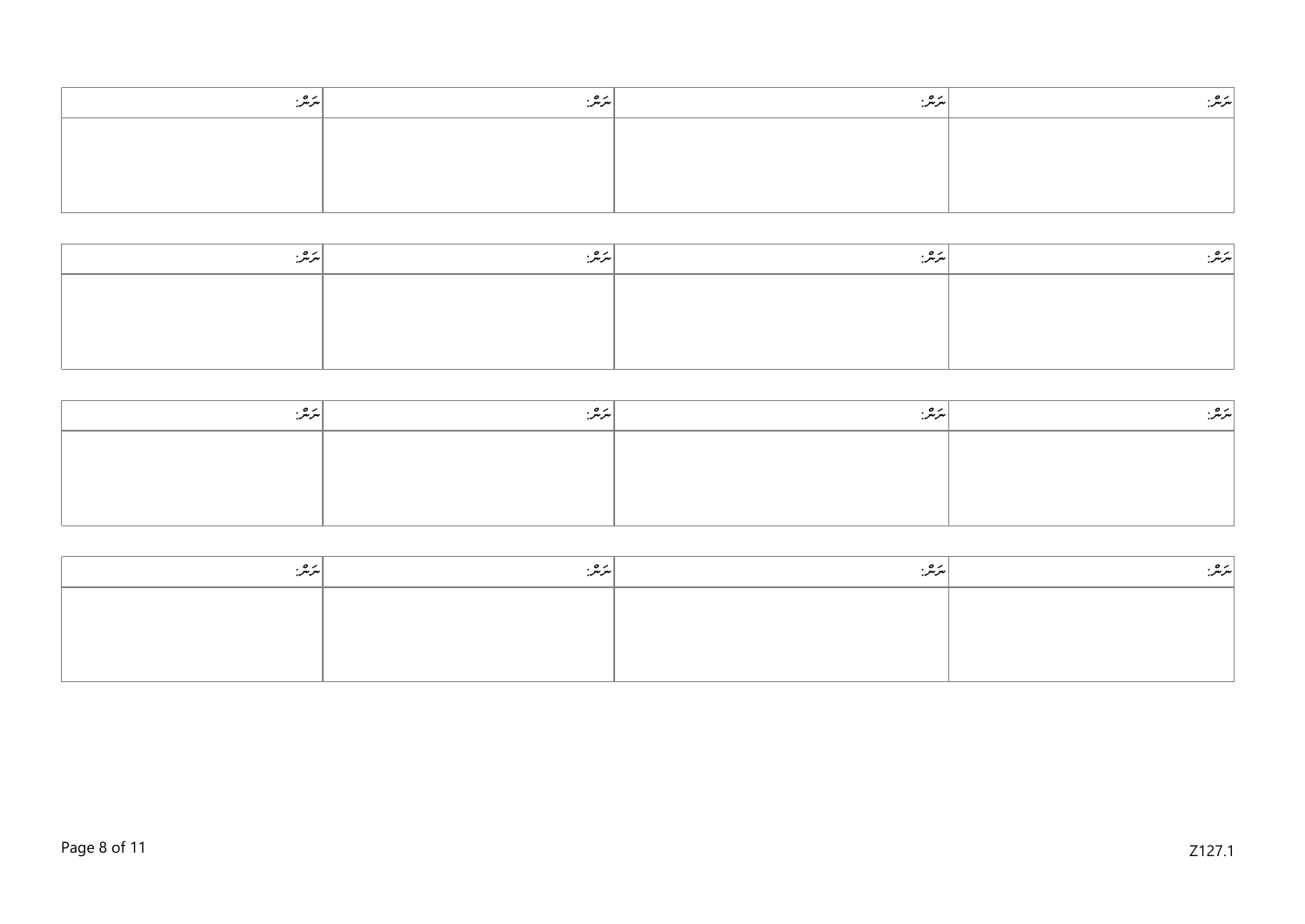| ىَرُىْ: | ىَرُىْ: | ىَرُىْ: | ىَرُىْ: |
| --- | --- | --- | --- |
| | | | |

| ىَرُىْ: | ىَرُىْ: | ىَرُىْ: | ىَرُىْ: |
| --- | --- | --- | --- |
| | | | |

| ىَرُىْ: | ىَرُىْ: | ىَرُىْ: | ىَرُىْ: |
| --- | --- | --- | --- |
| | | | |

| ىَرُىْ: | ىَرُىْ: | ىَرُىْ: | ىَرُىْ: |
| --- | --- | --- | --- |
| | | | |

Z127.1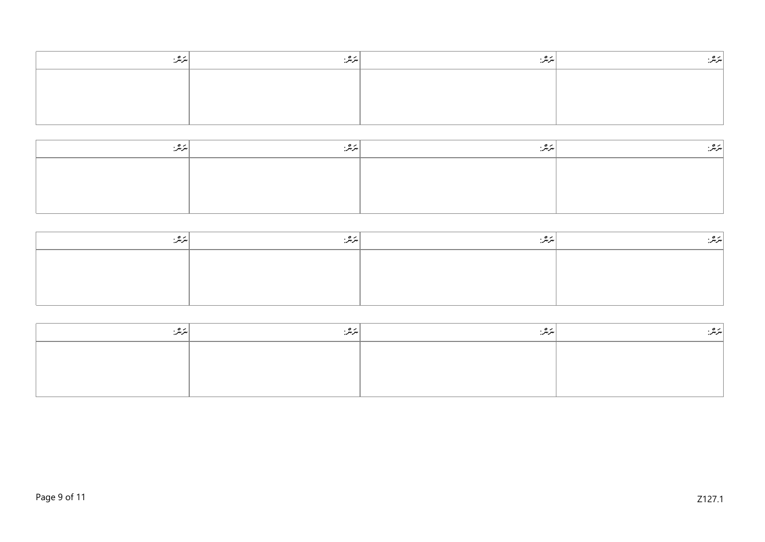| ނަންބަރު: | ނަންބަރު: | ނަންބަރު: | ނަންބަރު: |
|---|---|---|---|
| | | | |

| ނަންބަރު: | ނަންބަރު: | ނަންބަރު: | ނަންބަރު: |
|---|---|---|---|
| | | | |

| ނަންބަރު: | ނަންބަރު: | ނަންބަރު: | ނަންބަރު: |
|---|---|---|---|
| | | | |

| ނަންބަރު: | ނަންބަރު: | ނަންބަރު: | ނަންބަރު: |
|---|---|---|---|
| | | | |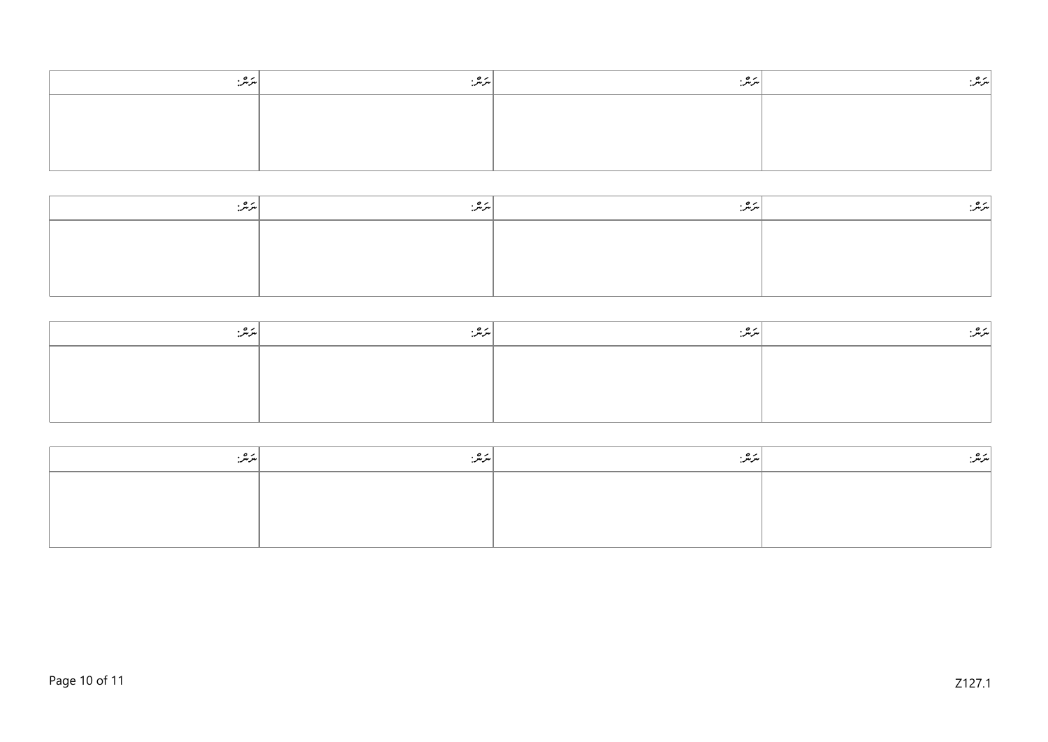| ނަންބަރު: | ނަންބަރު: | ނަންބަރު: | ނަންބަރު: |
|---|---|---|---|
| | | | |

| ނަންބަރު: | ނަންބަރު: | ނަންބަރު: | ނަންބަރު: |
|---|---|---|---|
| | | | |

| ނަންބަރު: | ނަންބަރު: | ނަންބަރު: | ނަންބަރު: |
|---|---|---|---|
| | | | |

| ނަންބަރު: | ނަންބަރު: | ނަންބަރު: | ނަންބަރު: |
|---|---|---|---|
| | | | |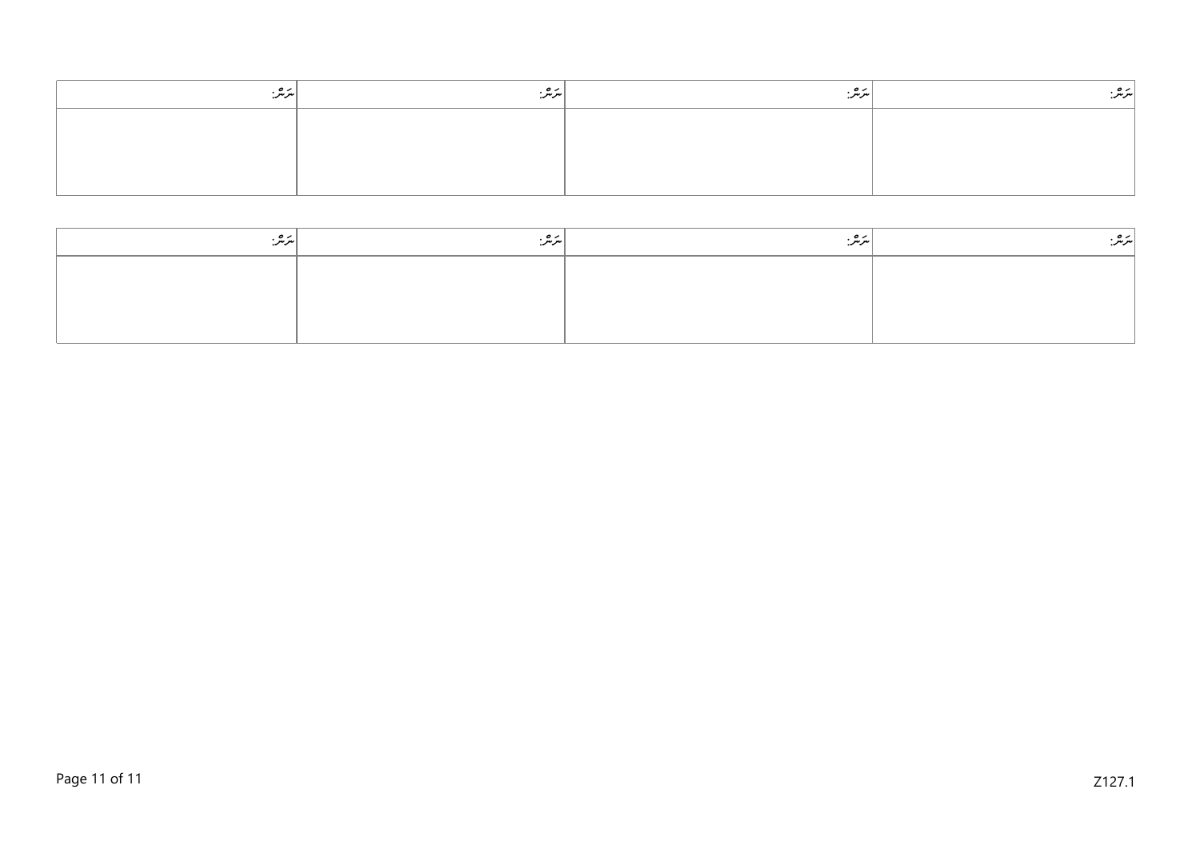| ނަރަށް: | ނަރަށް: | ނަރަށް: | ނަރަށް: |
| --- | --- | --- | --- |
| | | | |

| ނަރަށް: | ނަރަށް: | ނަރަށް: | ނަރަށް: |
| --- | --- | --- | --- |
| | | | |